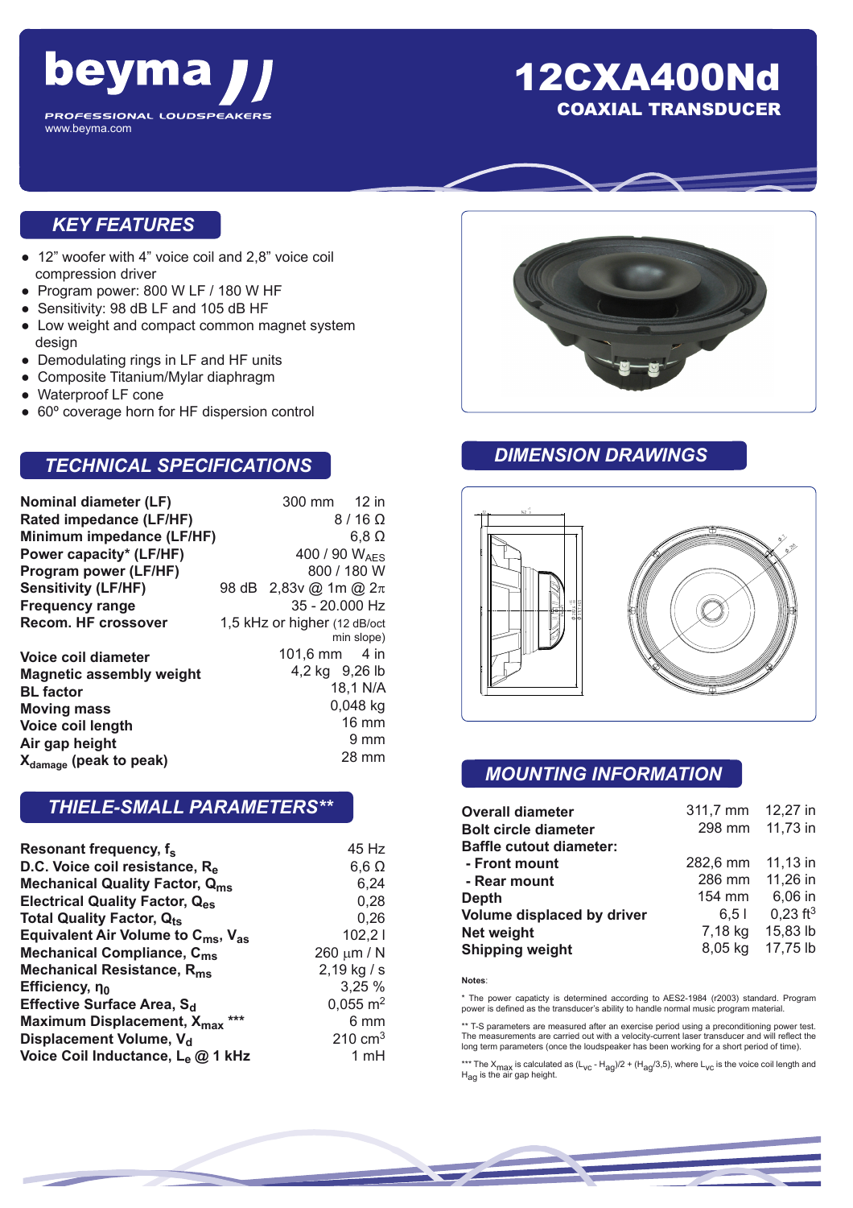# 12CXA400Nd

## COAXIAL TRANSDUCER

beyma — PROFESSIONAL LOUDSPEAKERS
www.beyma.com

## KEY FEATURES

- 12" woofer with 4" voice coil and 2,8" voice coil compression driver
- Program power: 800 W LF / 180 W HF
- Sensitivity: 98 dB LF and 105 dB HF
- Low weight and compact common magnet system design
- Demodulating rings in LF and HF units
- Composite Titanium/Mylar diaphragm
- Waterproof LF cone
- 60º coverage horn for HF dispersion control

## TECHNICAL SPECIFICATIONS

| | |
|---|---|
| **Nominal diameter (LF)** | 300 mm 12 in |
| **Rated impedance (LF/HF)** | 8 / 16 Ω |
| **Minimum impedance (LF/HF)** | 6,8 Ω |
| **Power capacity* (LF/HF)** | 400 / 90 $W_{AES}$ |
| **Program power (LF/HF)** | 800 / 180 W |
| **Sensitivity (LF/HF)** | 98 dB 2,83v @ 1m @ 2π |
| **Frequency range** | 35 - 20.000 Hz |
| **Recom. HF crossover** | 1,5 kHz or higher (12 dB/oct min slope) |
| **Voice coil diameter** | 101,6 mm 4 in |
| **Magnetic assembly weight** | 4,2 kg 9,26 lb |
| **BL factor** | 18,1 N/A |
| **Moving mass** | 0,048 kg |
| **Voice coil length** | 16 mm |
| **Air gap height** | 9 mm |
| **$X_{damage}$ (peak to peak)** | 28 mm |

## THIELE-SMALL PARAMETERS**

| | |
|---|---|
| **Resonant frequency, $f_s$** | 45 Hz |
| **D.C. Voice coil resistance, $R_e$** | 6,6 Ω |
| **Mechanical Quality Factor, $Q_{ms}$** | 6,24 |
| **Electrical Quality Factor, $Q_{es}$** | 0,28 |
| **Total Quality Factor, $Q_{ts}$** | 0,26 |
| **Equivalent Air Volume to $C_{ms}$, $V_{as}$** | 102,2 l |
| **Mechanical Compliance, $C_{ms}$** | 260 μm / N |
| **Mechanical Resistance, $R_{ms}$** | 2,19 kg / s |
| **Efficiency, $\eta_0$** | 3,25 % |
| **Effective Surface Area, $S_d$** | 0,055 $m^2$ |
| **Maximum Displacement, $X_{max}$ *** ** | 6 mm |
| **Displacement Volume, $V_d$** | 210 $cm^3$ |
| **Voice Coil Inductance, $L_e$ @ 1 kHz** | 1 mH |

## DIMENSION DRAWINGS

## MOUNTING INFORMATION

| | | |
|---|---|---|
| **Overall diameter** | 311,7 mm | 12,27 in |
| **Bolt circle diameter** | 298 mm | 11,73 in |
| **Baffle cutout diameter:** | | |
| **- Front mount** | 282,6 mm | 11,13 in |
| **- Rear mount** | 286 mm | 11,26 in |
| **Depth** | 154 mm | 6,06 in |
| **Volume displaced by driver** | 6,5 l | 0,23 $ft^3$ |
| **Net weight** | 7,18 kg | 15,83 lb |
| **Shipping weight** | 8,05 kg | 17,75 lb |

**Notes**:

* The power capacity is determined according to AES2-1984 (r2003) standard. Program power is defined as the transducer's ability to handle normal music program material.

** T-S parameters are measured after an exercise period using a preconditioning power test. The measurements are carried out with a velocity-current laser transducer and will reflect the long term parameters (once the loudspeaker has been working for a short period of time).

*** The $X_{max}$ is calculated as $(L_{vc} - H_{ag})/2 + (H_{ag}/3,5)$, where $L_{vc}$ is the voice coil length and $H_{ag}$ is the air gap height.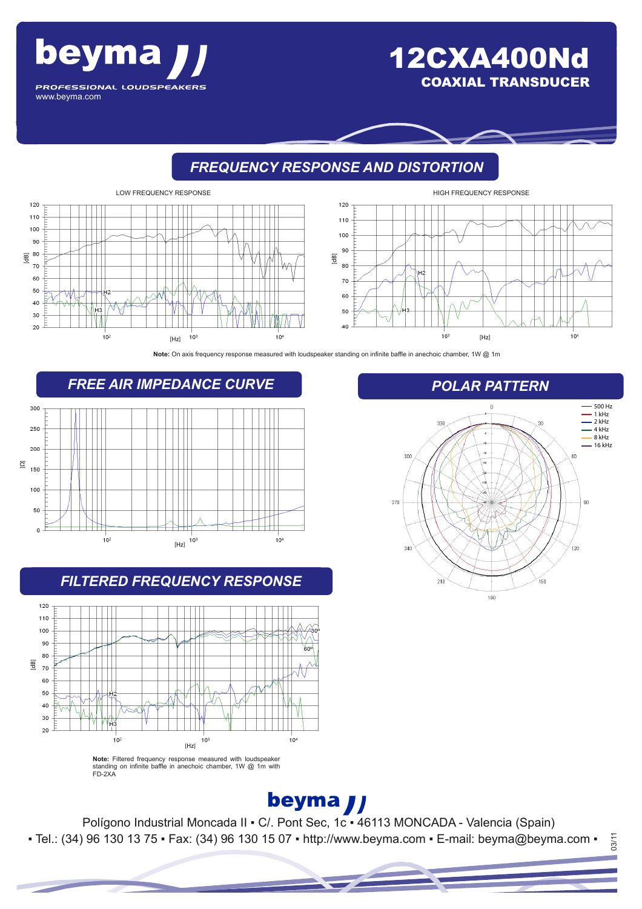beyma
PROFESSIONAL LOUDSPEAKERS
www.beyma.com

# 12CXA400Nd
## COAXIAL TRANSDUCER

## FREQUENCY RESPONSE AND DISTORTION

LOW FREQUENCY RESPONSE

120
110
100
90
80
70
60
50
40
30
20
[dB]
H2
H3
$10^2$
[Hz]
$10^3$
$10^4$

HIGH FREQUENCY RESPONSE

120
110
100
90
80
70
60
50
40
[dB]
H2
H3
$10^3$
[Hz]
$10^4$

**Note:** On axis frequency response measured with loudspeaker standing on infinite baffle in anechoic chamber, 1W @ 1m

## FREE AIR IMPEDANCE CURVE

300
250
200
150
100
50
0
[Ω]
$10^2$
[Hz]
$10^3$
$10^4$

## POLAR PATTERN

0
30
60
90
120
150
180
210
240
270
300
330

500 Hz
1 kHz
2 kHz
4 kHz
8 kHz
16 kHz

## FILTERED FREQUENCY RESPONSE

120
110
100
90
80
70
60
50
40
30
20
[dB]
30º
60º
H2
H3
$10^2$
[Hz]
$10^3$
$10^4$

**Note:** Filtered frequency response measured with loudspeaker standing on infinite baffle in anechoic chamber, 1W @ 1m with FD-2XA

beyma

Polígono Industrial Moncada II ▪ C/. Pont Sec, 1c ▪ 46113 MONCADA - Valencia (Spain)
▪ Tel.: (34) 96 130 13 75 ▪ Fax: (34) 96 130 15 07 ▪ http://www.beyma.com ▪ E-mail: beyma@beyma.com ▪

03/11